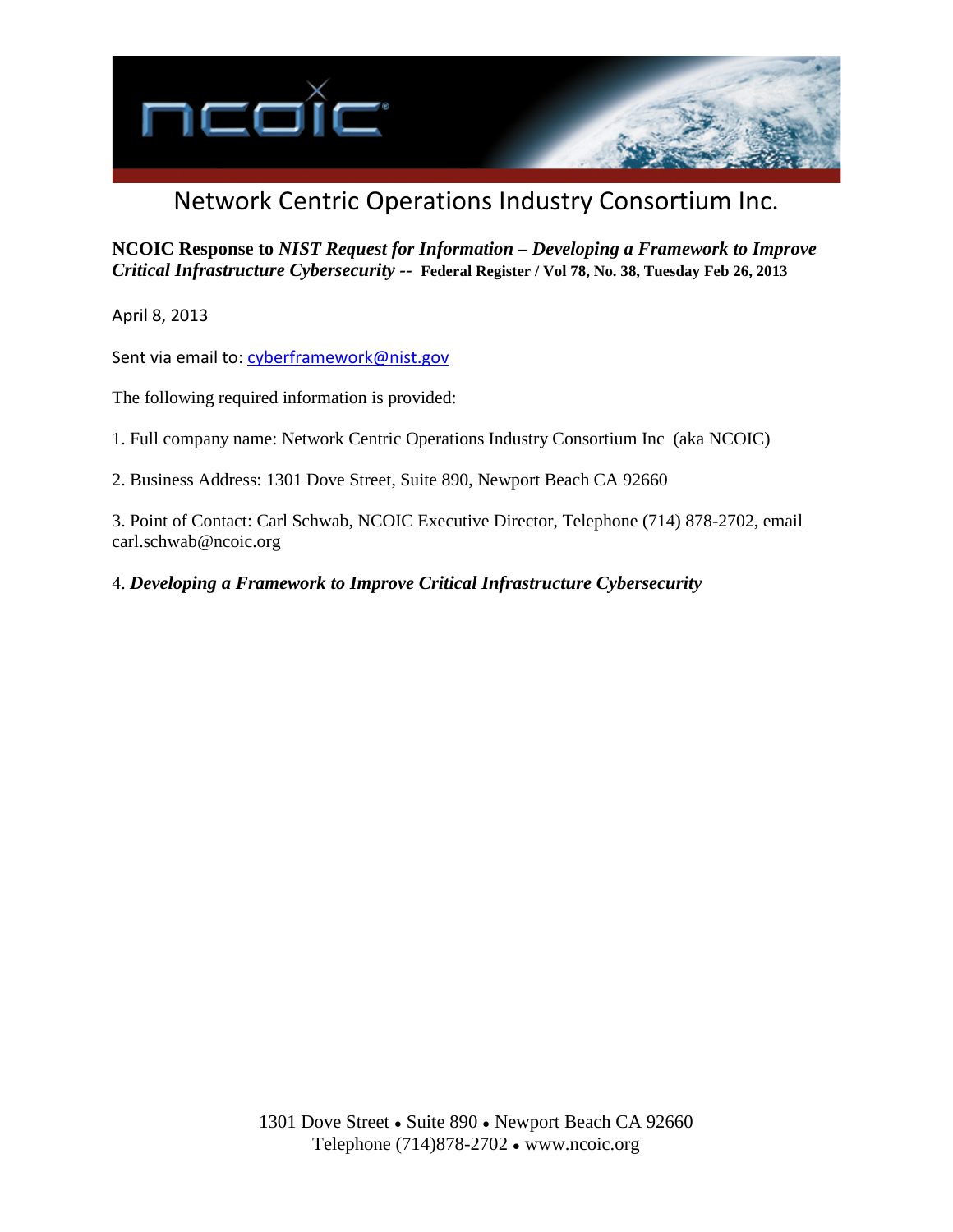# Network Centric Operations Industry Consortium Inc.

**NCOIC Response to *NIST Request for Information – Developing a Framework to Improve Critical Infrastructure Cybersecurity* -- Federal Register / Vol 78, No. 38, Tuesday Feb 26, 2013**

April 8, 2013

Sent via email to: cyberframework@nist.gov

The following required information is provided:

1. Full company name: Network Centric Operations Industry Consortium Inc (aka NCOIC)

2. Business Address: 1301 Dove Street, Suite 890, Newport Beach CA 92660

3. Point of Contact: Carl Schwab, NCOIC Executive Director, Telephone (714) 878-2702, email carl.schwab@ncoic.org

4. ***Developing a Framework to Improve Critical Infrastructure Cybersecurity***

1301 Dove Street • Suite 890 • Newport Beach CA 92660
Telephone (714)878-2702 • www.ncoic.org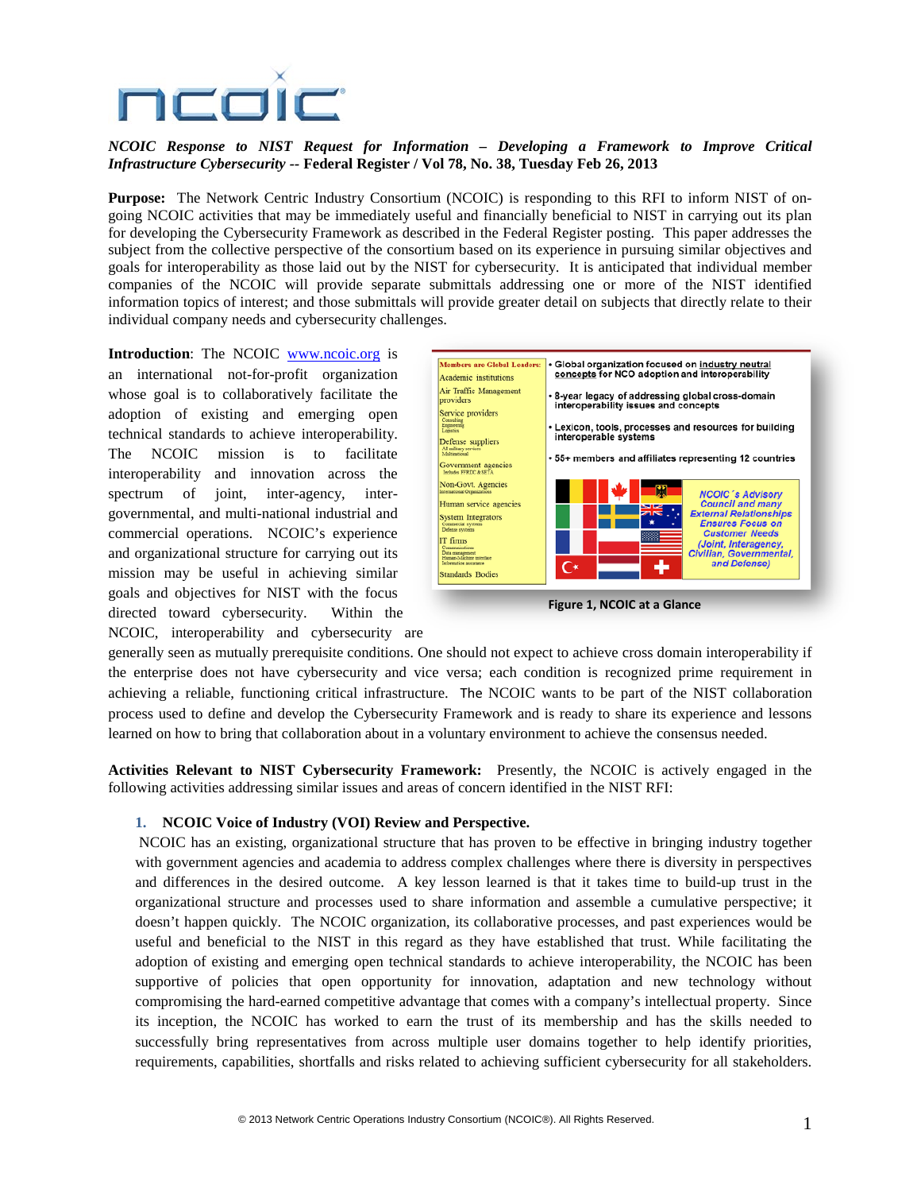*NCOIC Response to NIST Request for Information – Developing a Framework to Improve Critical Infrastructure Cybersecurity* -- **Federal Register / Vol 78, No. 38, Tuesday Feb 26, 2013**

**Purpose:** The Network Centric Industry Consortium (NCOIC) is responding to this RFI to inform NIST of on-going NCOIC activities that may be immediately useful and financially beneficial to NIST in carrying out its plan for developing the Cybersecurity Framework as described in the Federal Register posting. This paper addresses the subject from the collective perspective of the consortium based on its experience in pursuing similar objectives and goals for interoperability as those laid out by the NIST for cybersecurity. It is anticipated that individual member companies of the NCOIC will provide separate submittals addressing one or more of the NIST identified information topics of interest; and those submittals will provide greater detail on subjects that directly relate to their individual company needs and cybersecurity challenges.

**Introduction**: The NCOIC www.ncoic.org is an international not-for-profit organization whose goal is to collaboratively facilitate the adoption of existing and emerging open technical standards to achieve interoperability. The NCOIC mission is to facilitate interoperability and innovation across the spectrum of joint, inter-agency, inter-governmental, and multi-national industrial and commercial operations. NCOIC's experience and organizational structure for carrying out its mission may be useful in achieving similar goals and objectives for NIST with the focus directed toward cybersecurity. Within the NCOIC, interoperability and cybersecurity are generally seen as mutually prerequisite conditions. One should not expect to achieve cross domain interoperability if the enterprise does not have cybersecurity and vice versa; each condition is recognized prime requirement in achieving a reliable, functioning critical infrastructure. The NCOIC wants to be part of the NIST collaboration process used to define and develop the Cybersecurity Framework and is ready to share its experience and lessons learned on how to bring that collaboration about in a voluntary environment to achieve the consensus needed.

| Members are Global Leaders: | |
|---|---|
| Academic institutions | • Global organization focused on industry neutral concepts for NCO adoption and interoperability |
| Air Traffic Management providers | • 8-year legacy of addressing global cross-domain interoperability issues and concepts |
| Service providers (Consulting, Engineering, Logistics) | • Lexicon, tools, processes and resources for building interoperable systems |
| Defense suppliers (All military services, Multinational) | • 55+ members and affiliates representing 12 countries |
| Government agencies (Includes FFRDC & SETA) | NCOIC's Advisory Council and many External Relationships Ensures Focus on Customer Needs (Joint, Interagency, Civilian, Governmental, and Defense) |
| Non-Govt. Agencies (International Organizations) | |
| Human service agencies | |
| System Integrators (Commercial systems, Defense systems) | |
| IT firms (Communications, Data management, Human-Machine interface, Information assurance) | |
| Standards Bodies | |

Figure 1, NCOIC at a Glance

**Activities Relevant to NIST Cybersecurity Framework:** Presently, the NCOIC is actively engaged in the following activities addressing similar issues and areas of concern identified in the NIST RFI:

**1. NCOIC Voice of Industry (VOI) Review and Perspective.**

NCOIC has an existing, organizational structure that has proven to be effective in bringing industry together with government agencies and academia to address complex challenges where there is diversity in perspectives and differences in the desired outcome. A key lesson learned is that it takes time to build-up trust in the organizational structure and processes used to share information and assemble a cumulative perspective; it doesn't happen quickly. The NCOIC organization, its collaborative processes, and past experiences would be useful and beneficial to the NIST in this regard as they have established that trust. While facilitating the adoption of existing and emerging open technical standards to achieve interoperability, the NCOIC has been supportive of policies that open opportunity for innovation, adaptation and new technology without compromising the hard-earned competitive advantage that comes with a company's intellectual property. Since its inception, the NCOIC has worked to earn the trust of its membership and has the skills needed to successfully bring representatives from across multiple user domains together to help identify priorities, requirements, capabilities, shortfalls and risks related to achieving sufficient cybersecurity for all stakeholders.

© 2013 Network Centric Operations Industry Consortium (NCOIC®). All Rights Reserved.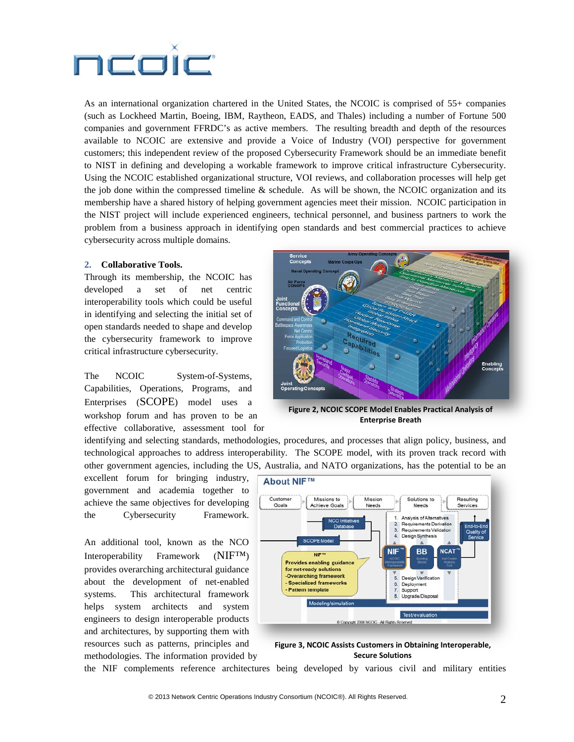As an international organization chartered in the United States, the NCOIC is comprised of 55+ companies (such as Lockheed Martin, Boeing, IBM, Raytheon, EADS, and Thales) including a number of Fortune 500 companies and government FFRDC's as active members. The resulting breadth and depth of the resources available to NCOIC are extensive and provide a Voice of Industry (VOI) perspective for government customers; this independent review of the proposed Cybersecurity Framework should be an immediate benefit to NIST in defining and developing a workable framework to improve critical infrastructure Cybersecurity. Using the NCOIC established organizational structure, VOI reviews, and collaboration processes will help get the job done within the compressed timeline & schedule. As will be shown, the NCOIC organization and its membership have a shared history of helping government agencies meet their mission. NCOIC participation in the NIST project will include experienced engineers, technical personnel, and business partners to work the problem from a business approach in identifying open standards and best commercial practices to achieve cybersecurity across multiple domains.

## 2. Collaborative Tools.

Through its membership, the NCOIC has developed a set of net centric interoperability tools which could be useful in identifying and selecting the initial set of open standards needed to shape and develop the cybersecurity framework to improve critical infrastructure cybersecurity.

The NCOIC System-of-Systems, Capabilities, Operations, Programs, and Enterprises (SCOPE) model uses a workshop forum and has proven to be an effective collaborative, assessment tool for identifying and selecting standards, methodologies, procedures, and processes that align policy, business, and technological approaches to address interoperability. The SCOPE model, with its proven track record with other government agencies, including the US, Australia, and NATO organizations, has the potential to be an excellent forum for bringing industry, government and academia together to achieve the same objectives for developing the Cybersecurity Framework.

**Figure 2, NCOIC SCOPE Model Enables Practical Analysis of Enterprise Breath**

An additional tool, known as the NCO Interoperability Framework (NIF™) provides overarching architectural guidance about the development of net-enabled systems. This architectural framework helps system architects and system engineers to design interoperable products and architectures, by supporting them with resources such as patterns, principles and methodologies. The information provided by the NIF complements reference architectures being developed by various civil and military entities

**Figure 3, NCOIC Assists Customers in Obtaining Interoperable, Secure Solutions**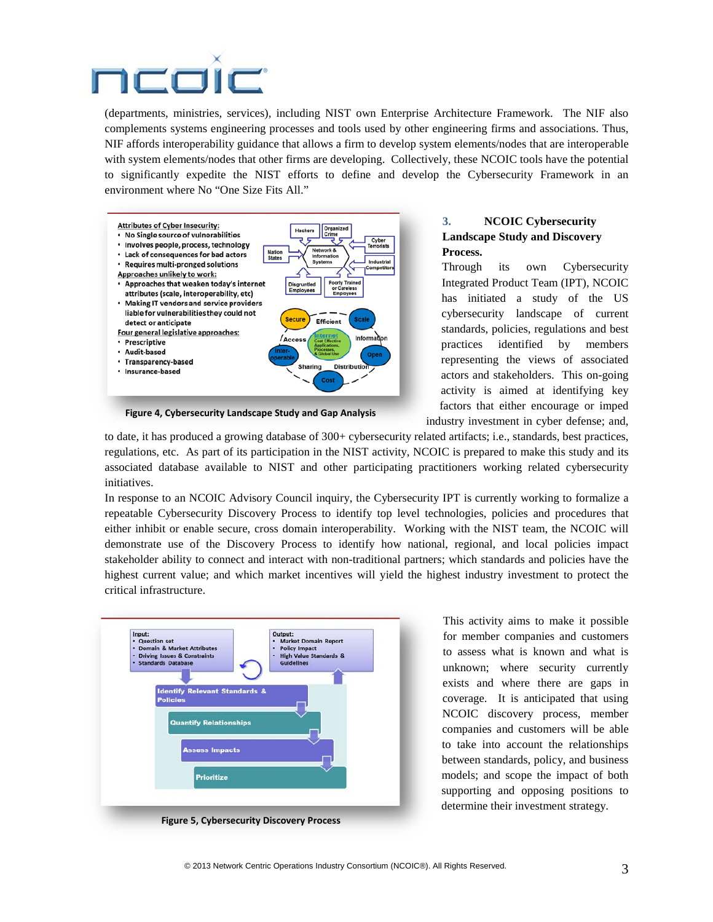(departments, ministries, services), including NIST own Enterprise Architecture Framework. The NIF also complements systems engineering processes and tools used by other engineering firms and associations. Thus, NIF affords interoperability guidance that allows a firm to develop system elements/nodes that are interoperable with system elements/nodes that other firms are developing. Collectively, these NCOIC tools have the potential to significantly expedite the NIST efforts to define and develop the Cybersecurity Framework in an environment where No "One Size Fits All."

Figure 4, Cybersecurity Landscape Study and Gap Analysis

### 3. NCOIC Cybersecurity Landscape Study and Discovery Process.

Through its own Cybersecurity Integrated Product Team (IPT), NCOIC has initiated a study of the US cybersecurity landscape of current standards, policies, regulations and best practices identified by members representing the views of associated actors and stakeholders. This on-going activity is aimed at identifying key factors that either encourage or imped industry investment in cyber defense; and, to date, it has produced a growing database of 300+ cybersecurity related artifacts; i.e., standards, best practices, regulations, etc. As part of its participation in the NIST activity, NCOIC is prepared to make this study and its associated database available to NIST and other participating practitioners working related cybersecurity initiatives.

In response to an NCOIC Advisory Council inquiry, the Cybersecurity IPT is currently working to formalize a repeatable Cybersecurity Discovery Process to identify top level technologies, policies and procedures that either inhibit or enable secure, cross domain interoperability. Working with the NIST team, the NCOIC will demonstrate use of the Discovery Process to identify how national, regional, and local policies impact stakeholder ability to connect and interact with non-traditional partners; which standards and policies have the highest current value; and which market incentives will yield the highest industry investment to protect the critical infrastructure.

Figure 5, Cybersecurity Discovery Process

This activity aims to make it possible for member companies and customers to assess what is known and what is unknown; where security currently exists and where there are gaps in coverage. It is anticipated that using NCOIC discovery process, member companies and customers will be able to take into account the relationships between standards, policy, and business models; and scope the impact of both supporting and opposing positions to determine their investment strategy.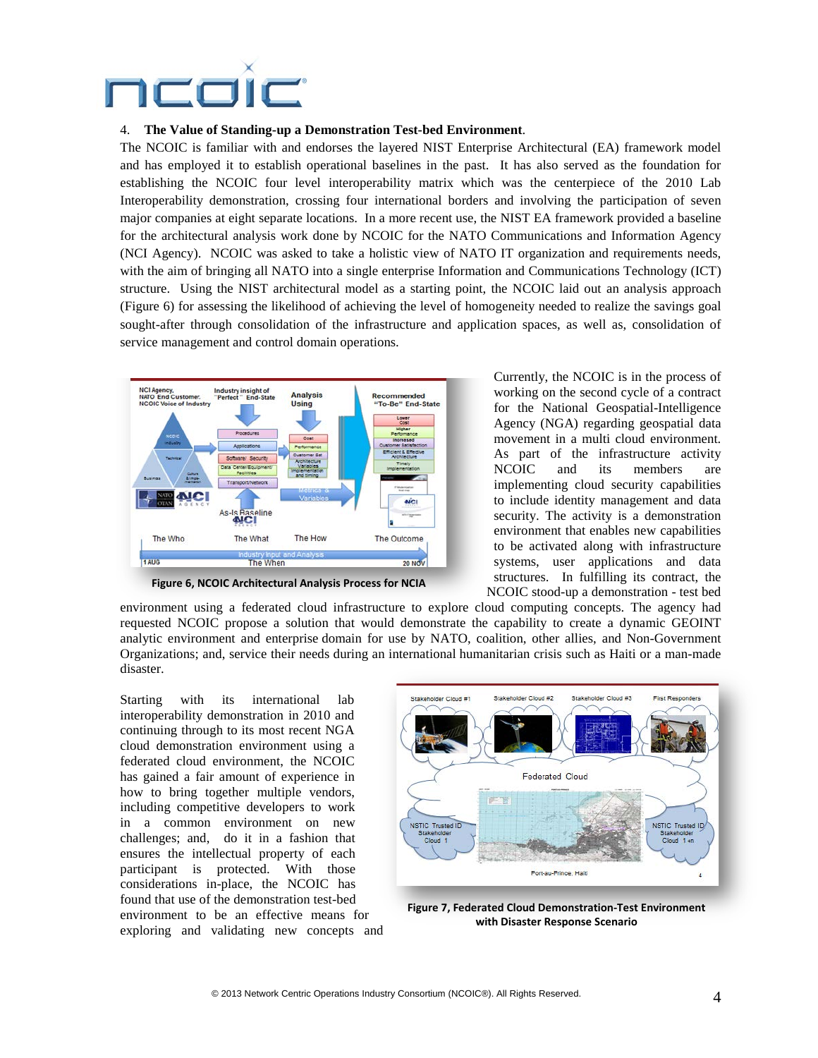4. **The Value of Standing-up a Demonstration Test-bed Environment**.

The NCOIC is familiar with and endorses the layered NIST Enterprise Architectural (EA) framework model and has employed it to establish operational baselines in the past. It has also served as the foundation for establishing the NCOIC four level interoperability matrix which was the centerpiece of the 2010 Lab Interoperability demonstration, crossing four international borders and involving the participation of seven major companies at eight separate locations. In a more recent use, the NIST EA framework provided a baseline for the architectural analysis work done by NCOIC for the NATO Communications and Information Agency (NCI Agency). NCOIC was asked to take a holistic view of NATO IT organization and requirements needs, with the aim of bringing all NATO into a single enterprise Information and Communications Technology (ICT) structure. Using the NIST architectural model as a starting point, the NCOIC laid out an analysis approach (Figure 6) for assessing the likelihood of achieving the level of homogeneity needed to realize the savings goal sought-after through consolidation of the infrastructure and application spaces, as well as, consolidation of service management and control domain operations.

**Figure 6, NCOIC Architectural Analysis Process for NCIA**

Currently, the NCOIC is in the process of working on the second cycle of a contract for the National Geospatial-Intelligence Agency (NGA) regarding geospatial data movement in a multi cloud environment. As part of the infrastructure activity NCOIC and its members are implementing cloud security capabilities to include identity management and data security. The activity is a demonstration environment that enables new capabilities to be activated along with infrastructure systems, user applications and data structures. In fulfilling its contract, the NCOIC stood-up a demonstration - test bed environment using a federated cloud infrastructure to explore cloud computing concepts. The agency had requested NCOIC propose a solution that would demonstrate the capability to create a dynamic GEOINT analytic environment and enterprise domain for use by NATO, coalition, other allies, and Non-Government Organizations; and, service their needs during an international humanitarian crisis such as Haiti or a man-made disaster.

Starting with its international lab interoperability demonstration in 2010 and continuing through to its most recent NGA cloud demonstration environment using a federated cloud environment, the NCOIC has gained a fair amount of experience in how to bring together multiple vendors, including competitive developers to work in a common environment on new challenges; and, do it in a fashion that ensures the intellectual property of each participant is protected. With those considerations in-place, the NCOIC has found that use of the demonstration test-bed environment to be an effective means for exploring and validating new concepts and

**Figure 7, Federated Cloud Demonstration-Test Environment with Disaster Response Scenario**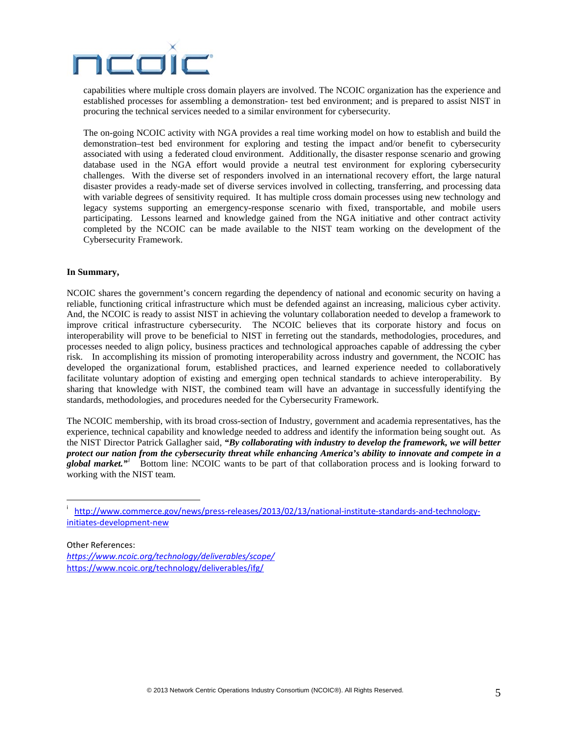capabilities where multiple cross domain players are involved. The NCOIC organization has the experience and established processes for assembling a demonstration- test bed environment; and is prepared to assist NIST in procuring the technical services needed to a similar environment for cybersecurity.

The on-going NCOIC activity with NGA provides a real time working model on how to establish and build the demonstration–test bed environment for exploring and testing the impact and/or benefit to cybersecurity associated with using a federated cloud environment. Additionally, the disaster response scenario and growing database used in the NGA effort would provide a neutral test environment for exploring cybersecurity challenges. With the diverse set of responders involved in an international recovery effort, the large natural disaster provides a ready-made set of diverse services involved in collecting, transferring, and processing data with variable degrees of sensitivity required. It has multiple cross domain processes using new technology and legacy systems supporting an emergency-response scenario with fixed, transportable, and mobile users participating. Lessons learned and knowledge gained from the NGA initiative and other contract activity completed by the NCOIC can be made available to the NIST team working on the development of the Cybersecurity Framework.

**In Summary,**

NCOIC shares the government's concern regarding the dependency of national and economic security on having a reliable, functioning critical infrastructure which must be defended against an increasing, malicious cyber activity. And, the NCOIC is ready to assist NIST in achieving the voluntary collaboration needed to develop a framework to improve critical infrastructure cybersecurity. The NCOIC believes that its corporate history and focus on interoperability will prove to be beneficial to NIST in ferreting out the standards, methodologies, procedures, and processes needed to align policy, business practices and technological approaches capable of addressing the cyber risk. In accomplishing its mission of promoting interoperability across industry and government, the NCOIC has developed the organizational forum, established practices, and learned experience needed to collaboratively facilitate voluntary adoption of existing and emerging open technical standards to achieve interoperability. By sharing that knowledge with NIST, the combined team will have an advantage in successfully identifying the standards, methodologies, and procedures needed for the Cybersecurity Framework.

The NCOIC membership, with its broad cross-section of Industry, government and academia representatives, has the experience, technical capability and knowledge needed to address and identify the information being sought out. As the NIST Director Patrick Gallagher said, ***"By collaborating with industry to develop the framework, we will better protect our nation from the cybersecurity threat while enhancing America's ability to innovate and compete in a global market."***[i] Bottom line: NCOIC wants to be part of that collaboration process and is looking forward to working with the NIST team.

---

[i] http://www.commerce.gov/news/press-releases/2013/02/13/national-institute-standards-and-technology-initiates-development-new

Other References:
*https://www.ncoic.org/technology/deliverables/scope/*
https://www.ncoic.org/technology/deliverables/ifg/

© 2013 Network Centric Operations Industry Consortium (NCOIC®). All Rights Reserved.